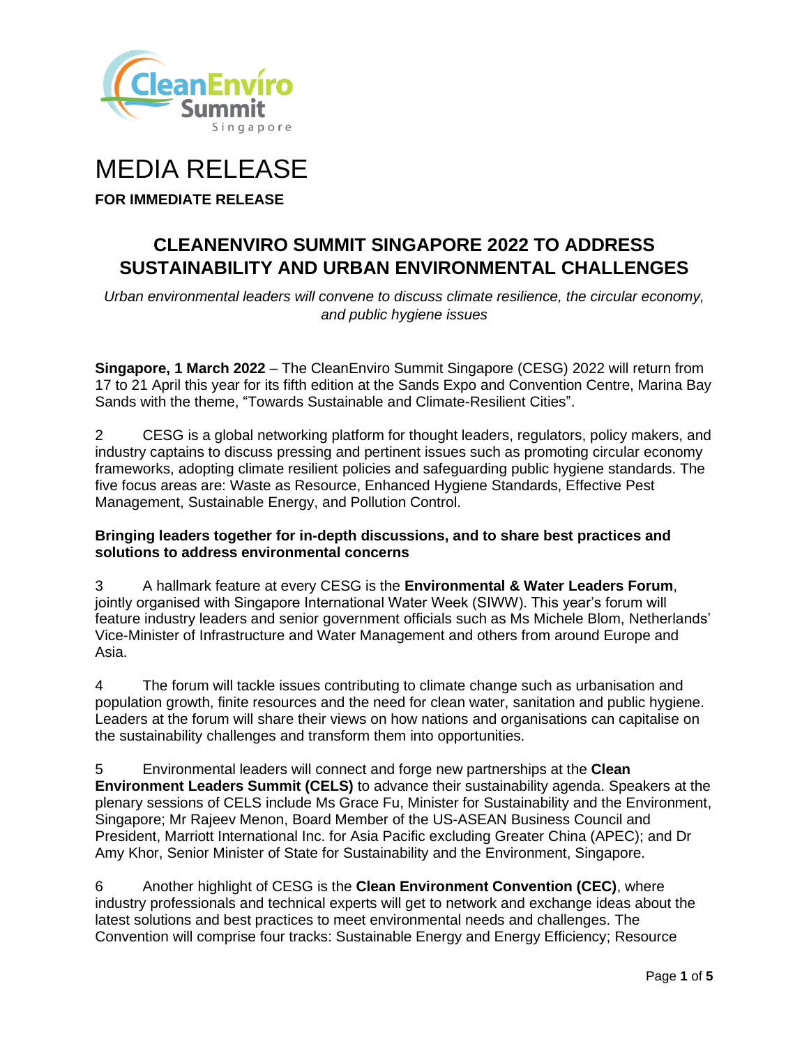# MEDIA RELEASE

**FOR IMMEDIATE RELEASE**

## CLEANENVIRO SUMMIT SINGAPORE 2022 TO ADDRESS SUSTAINABILITY AND URBAN ENVIRONMENTAL CHALLENGES

*Urban environmental leaders will convene to discuss climate resilience, the circular economy, and public hygiene issues*

**Singapore, 1 March 2022** – The CleanEnviro Summit Singapore (CESG) 2022 will return from 17 to 21 April this year for its fifth edition at the Sands Expo and Convention Centre, Marina Bay Sands with the theme, "Towards Sustainable and Climate-Resilient Cities".

2 CESG is a global networking platform for thought leaders, regulators, policy makers, and industry captains to discuss pressing and pertinent issues such as promoting circular economy frameworks, adopting climate resilient policies and safeguarding public hygiene standards. The five focus areas are: Waste as Resource, Enhanced Hygiene Standards, Effective Pest Management, Sustainable Energy, and Pollution Control.

**Bringing leaders together for in-depth discussions, and to share best practices and solutions to address environmental concerns**

3 A hallmark feature at every CESG is the **Environmental & Water Leaders Forum**, jointly organised with Singapore International Water Week (SIWW). This year's forum will feature industry leaders and senior government officials such as Ms Michele Blom, Netherlands' Vice-Minister of Infrastructure and Water Management and others from around Europe and Asia.

4 The forum will tackle issues contributing to climate change such as urbanisation and population growth, finite resources and the need for clean water, sanitation and public hygiene. Leaders at the forum will share their views on how nations and organisations can capitalise on the sustainability challenges and transform them into opportunities.

5 Environmental leaders will connect and forge new partnerships at the **Clean Environment Leaders Summit (CELS)** to advance their sustainability agenda. Speakers at the plenary sessions of CELS include Ms Grace Fu, Minister for Sustainability and the Environment, Singapore; Mr Rajeev Menon, Board Member of the US-ASEAN Business Council and President, Marriott International Inc. for Asia Pacific excluding Greater China (APEC); and Dr Amy Khor, Senior Minister of State for Sustainability and the Environment, Singapore.

6 Another highlight of CESG is the **Clean Environment Convention (CEC)**, where industry professionals and technical experts will get to network and exchange ideas about the latest solutions and best practices to meet environmental needs and challenges. The Convention will comprise four tracks: Sustainable Energy and Energy Efficiency; Resource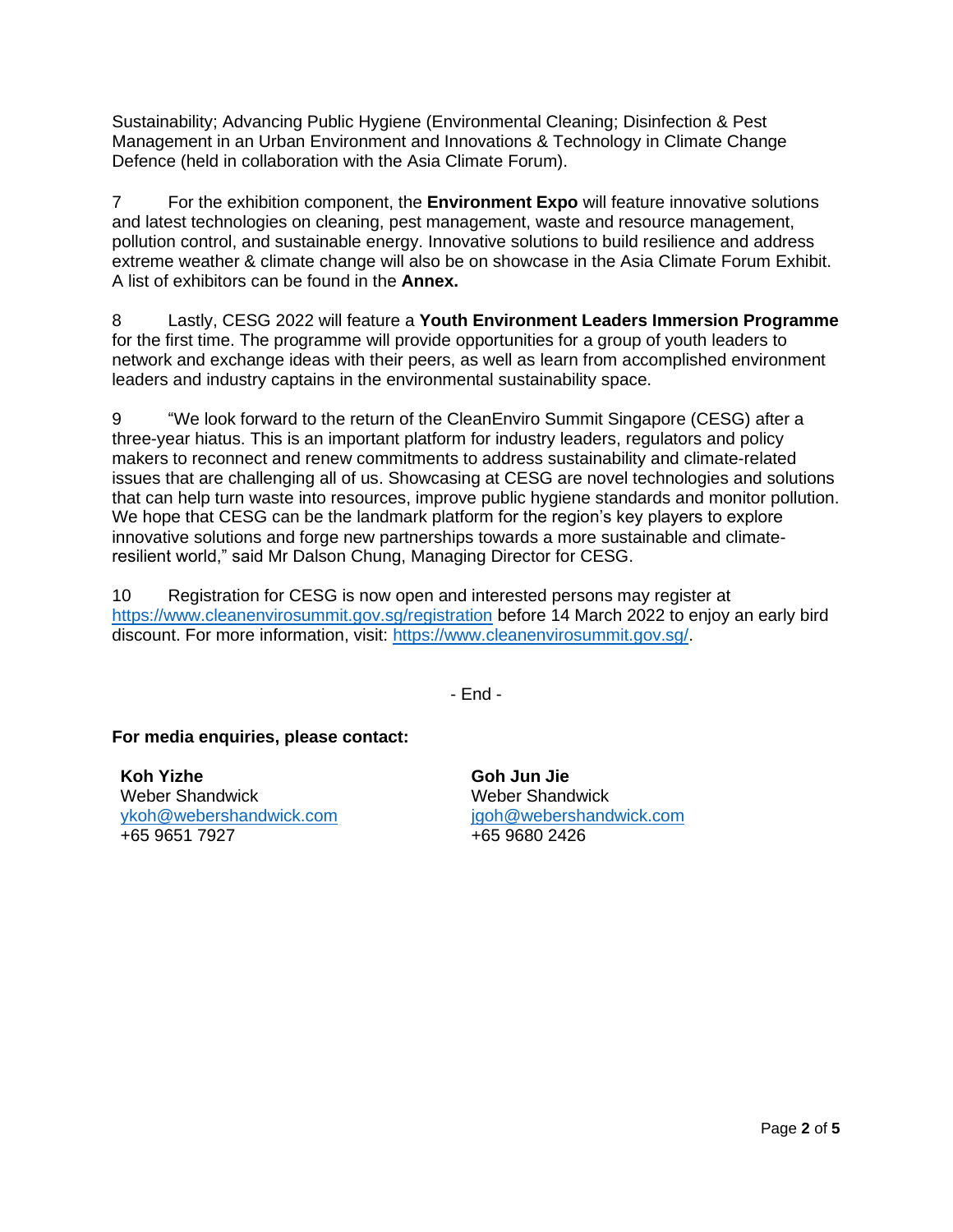Sustainability; Advancing Public Hygiene (Environmental Cleaning; Disinfection & Pest Management in an Urban Environment and Innovations & Technology in Climate Change Defence (held in collaboration with the Asia Climate Forum).

7 For the exhibition component, the **Environment Expo** will feature innovative solutions and latest technologies on cleaning, pest management, waste and resource management, pollution control, and sustainable energy. Innovative solutions to build resilience and address extreme weather & climate change will also be on showcase in the Asia Climate Forum Exhibit. A list of exhibitors can be found in the **Annex.**

8 Lastly, CESG 2022 will feature a **Youth Environment Leaders Immersion Programme** for the first time. The programme will provide opportunities for a group of youth leaders to network and exchange ideas with their peers, as well as learn from accomplished environment leaders and industry captains in the environmental sustainability space.

9 "We look forward to the return of the CleanEnviro Summit Singapore (CESG) after a three-year hiatus. This is an important platform for industry leaders, regulators and policy makers to reconnect and renew commitments to address sustainability and climate-related issues that are challenging all of us. Showcasing at CESG are novel technologies and solutions that can help turn waste into resources, improve public hygiene standards and monitor pollution. We hope that CESG can be the landmark platform for the region's key players to explore innovative solutions and forge new partnerships towards a more sustainable and climate-resilient world," said Mr Dalson Chung, Managing Director for CESG.

10 Registration for CESG is now open and interested persons may register at https://www.cleanenvirosummit.gov.sg/registration before 14 March 2022 to enjoy an early bird discount. For more information, visit: https://www.cleanenvirosummit.gov.sg/.

- End -

**For media enquiries, please contact:**

**Koh Yizhe**
Weber Shandwick
ykoh@webershandwick.com
+65 9651 7927

**Goh Jun Jie**
Weber Shandwick
jgoh@webershandwick.com
+65 9680 2426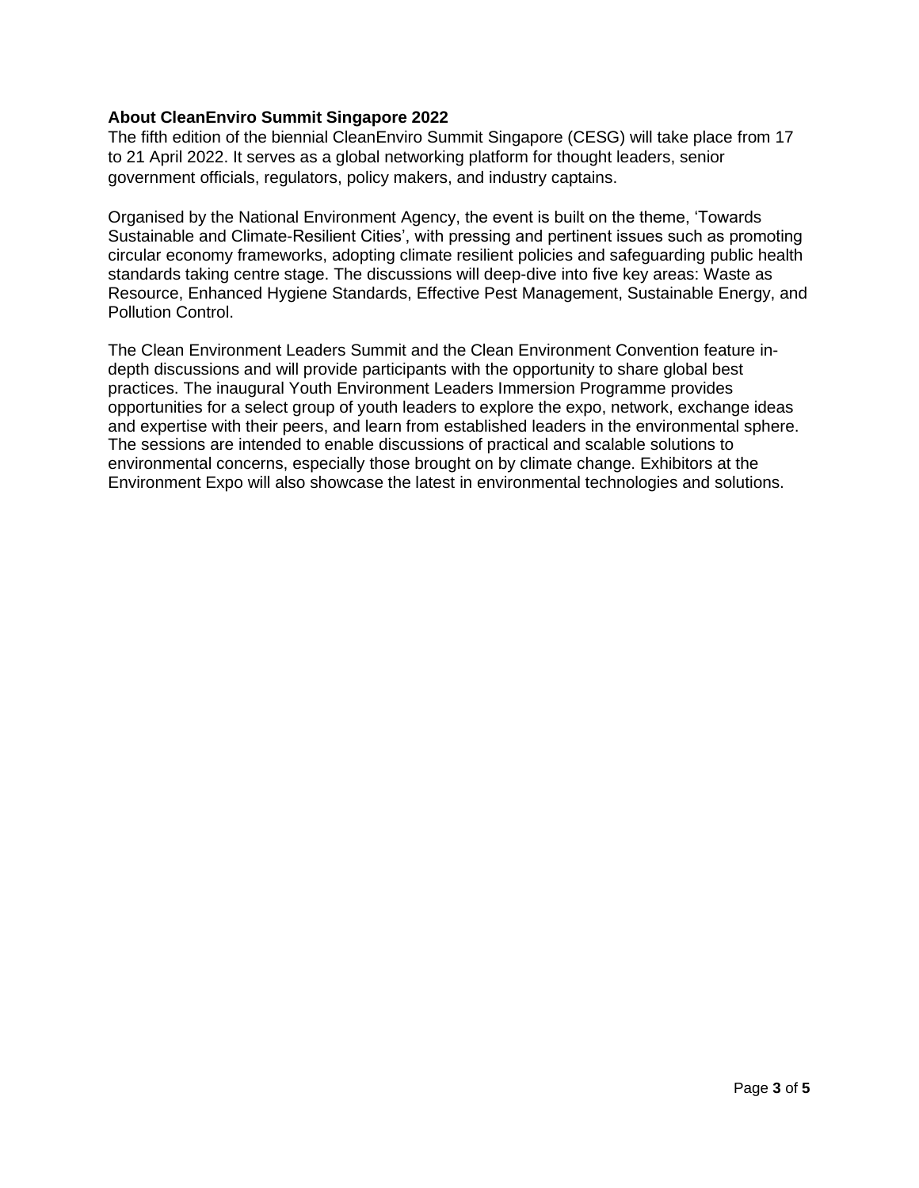**About CleanEnviro Summit Singapore 2022**

The fifth edition of the biennial CleanEnviro Summit Singapore (CESG) will take place from 17 to 21 April 2022. It serves as a global networking platform for thought leaders, senior government officials, regulators, policy makers, and industry captains.

Organised by the National Environment Agency, the event is built on the theme, 'Towards Sustainable and Climate-Resilient Cities', with pressing and pertinent issues such as promoting circular economy frameworks, adopting climate resilient policies and safeguarding public health standards taking centre stage. The discussions will deep-dive into five key areas: Waste as Resource, Enhanced Hygiene Standards, Effective Pest Management, Sustainable Energy, and Pollution Control.

The Clean Environment Leaders Summit and the Clean Environment Convention feature in-depth discussions and will provide participants with the opportunity to share global best practices. The inaugural Youth Environment Leaders Immersion Programme provides opportunities for a select group of youth leaders to explore the expo, network, exchange ideas and expertise with their peers, and learn from established leaders in the environmental sphere. The sessions are intended to enable discussions of practical and scalable solutions to environmental concerns, especially those brought on by climate change. Exhibitors at the Environment Expo will also showcase the latest in environmental technologies and solutions.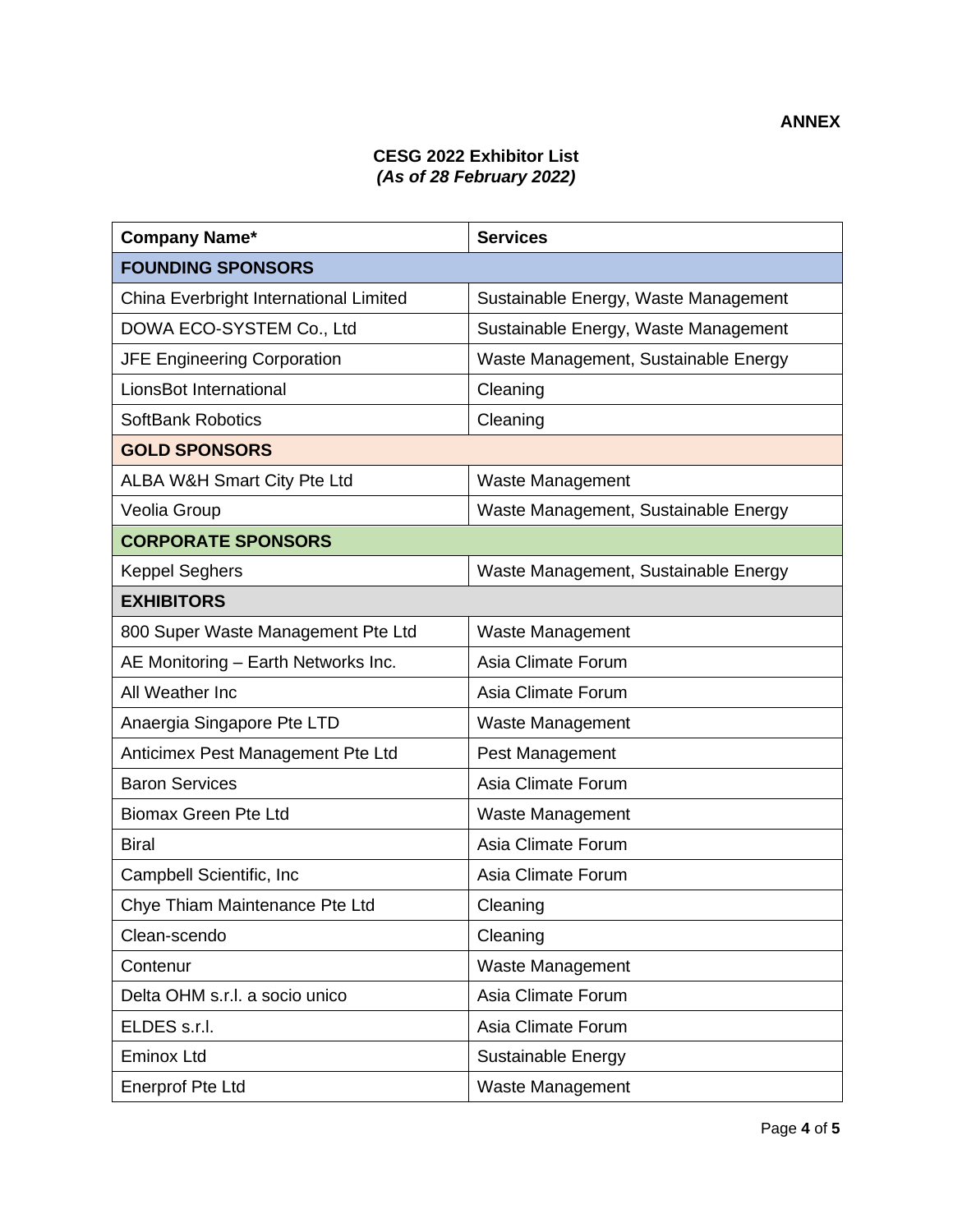**ANNEX**

**CESG 2022 Exhibitor List**
***(As of 28 February 2022)***

| Company Name* | Services |
|---|---|
| **FOUNDING SPONSORS** | |
| China Everbright International Limited | Sustainable Energy, Waste Management |
| DOWA ECO-SYSTEM Co., Ltd | Sustainable Energy, Waste Management |
| JFE Engineering Corporation | Waste Management, Sustainable Energy |
| LionsBot International | Cleaning |
| SoftBank Robotics | Cleaning |
| **GOLD SPONSORS** | |
| ALBA W&H Smart City Pte Ltd | Waste Management |
| Veolia Group | Waste Management, Sustainable Energy |
| **CORPORATE SPONSORS** | |
| Keppel Seghers | Waste Management, Sustainable Energy |
| **EXHIBITORS** | |
| 800 Super Waste Management Pte Ltd | Waste Management |
| AE Monitoring – Earth Networks Inc. | Asia Climate Forum |
| All Weather Inc | Asia Climate Forum |
| Anaergia Singapore Pte LTD | Waste Management |
| Anticimex Pest Management Pte Ltd | Pest Management |
| Baron Services | Asia Climate Forum |
| Biomax Green Pte Ltd | Waste Management |
| Biral | Asia Climate Forum |
| Campbell Scientific, Inc | Asia Climate Forum |
| Chye Thiam Maintenance Pte Ltd | Cleaning |
| Clean-scendo | Cleaning |
| Contenur | Waste Management |
| Delta OHM s.r.l. a socio unico | Asia Climate Forum |
| ELDES s.r.l. | Asia Climate Forum |
| Eminox Ltd | Sustainable Energy |
| Enerprof Pte Ltd | Waste Management |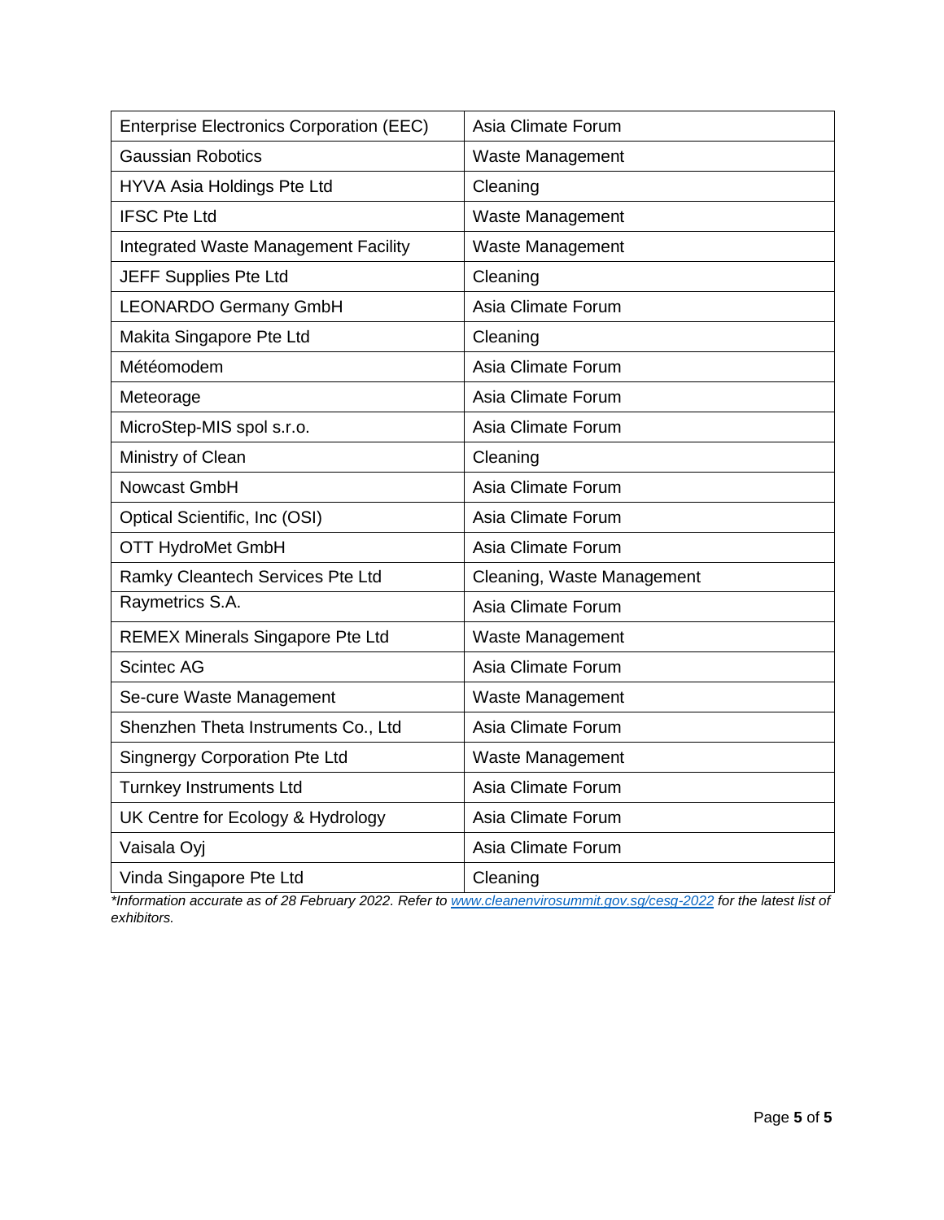| | |
|---|---|
| Enterprise Electronics Corporation (EEC) | Asia Climate Forum |
| Gaussian Robotics | Waste Management |
| HYVA Asia Holdings Pte Ltd | Cleaning |
| IFSC Pte Ltd | Waste Management |
| Integrated Waste Management Facility | Waste Management |
| JEFF Supplies Pte Ltd | Cleaning |
| LEONARDO Germany GmbH | Asia Climate Forum |
| Makita Singapore Pte Ltd | Cleaning |
| Météomodem | Asia Climate Forum |
| Meteorage | Asia Climate Forum |
| MicroStep-MIS spol s.r.o. | Asia Climate Forum |
| Ministry of Clean | Cleaning |
| Nowcast GmbH | Asia Climate Forum |
| Optical Scientific, Inc (OSI) | Asia Climate Forum |
| OTT HydroMet GmbH | Asia Climate Forum |
| Ramky Cleantech Services Pte Ltd | Cleaning, Waste Management |
| Raymetrics S.A. | Asia Climate Forum |
| REMEX Minerals Singapore Pte Ltd | Waste Management |
| Scintec AG | Asia Climate Forum |
| Se-cure Waste Management | Waste Management |
| Shenzhen Theta Instruments Co., Ltd | Asia Climate Forum |
| Singnergy Corporation Pte Ltd | Waste Management |
| Turnkey Instruments Ltd | Asia Climate Forum |
| UK Centre for Ecology & Hydrology | Asia Climate Forum |
| Vaisala Oyj | Asia Climate Forum |
| Vinda Singapore Pte Ltd | Cleaning |

*\*Information accurate as of 28 February 2022. Refer to www.cleanenvirosummit.gov.sg/cesg-2022 for the latest list of exhibitors.*